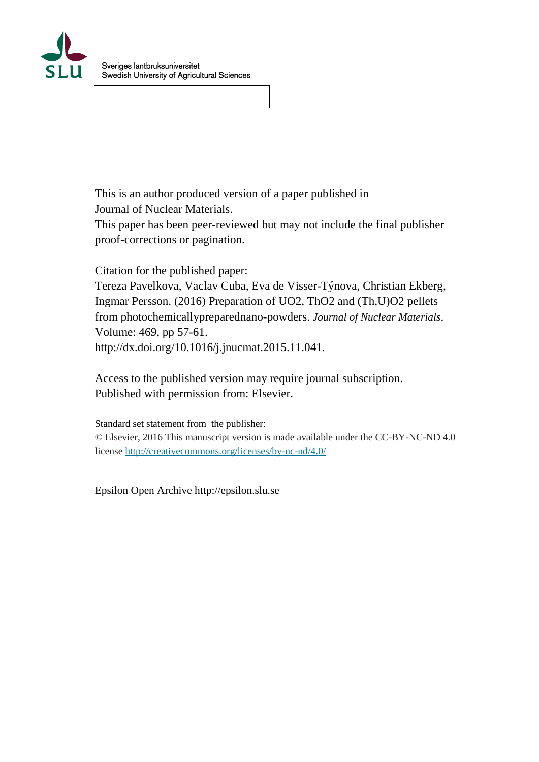Sveriges lantbruksuniversitet
Swedish University of Agricultural Sciences

This is an author produced version of a paper published in
Journal of Nuclear Materials.
This paper has been peer-reviewed but may not include the final publisher proof-corrections or pagination.

Citation for the published paper:
Tereza Pavelkova, Vaclav Cuba, Eva de Visser-Týnova, Christian Ekberg, Ingmar Persson. (2016) Preparation of UO2, ThO2 and (Th,U)O2 pellets from photochemicallypreparednano-powders. *Journal of Nuclear Materials*. Volume: 469, pp 57-61.
http://dx.doi.org/10.1016/j.jnucmat.2015.11.041.

Access to the published version may require journal subscription.
Published with permission from: Elsevier.

Standard set statement from the publisher:
© Elsevier, 2016 This manuscript version is made available under the CC-BY-NC-ND 4.0 license http://creativecommons.org/licenses/by-nc-nd/4.0/

Epsilon Open Archive http://epsilon.slu.se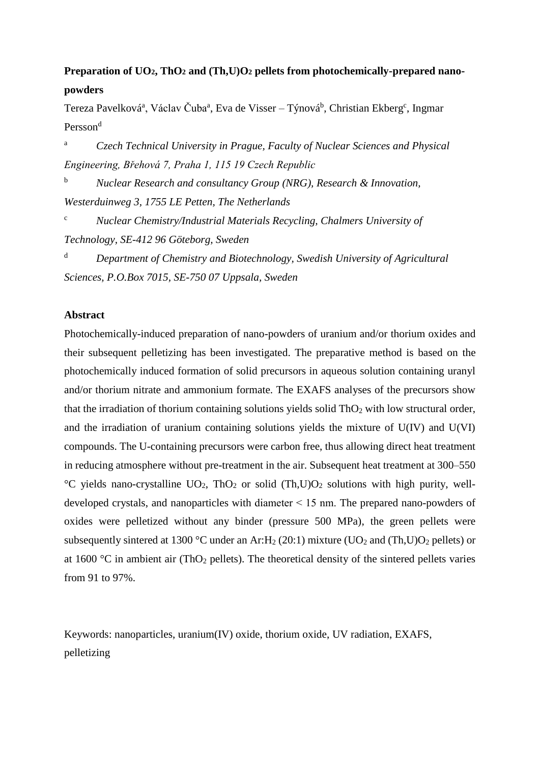**Preparation of $UO_2$, $ThO_2$ and $(Th,U)O_2$ pellets from photochemically-prepared nano-powders**

Tereza Pavelková[a], Václav Čuba[a], Eva de Visser – Týnová[b], Christian Ekberg[c], Ingmar Persson[d]

[a] *Czech Technical University in Prague, Faculty of Nuclear Sciences and Physical Engineering, Břehová 7, Praha 1, 115 19 Czech Republic*

[b] *Nuclear Research and consultancy Group (NRG), Research & Innovation, Westerduinweg 3, 1755 LE Petten, The Netherlands*

[c] *Nuclear Chemistry/Industrial Materials Recycling, Chalmers University of Technology, SE-412 96 Göteborg, Sweden*

[d] *Department of Chemistry and Biotechnology, Swedish University of Agricultural Sciences, P.O.Box 7015, SE-750 07 Uppsala, Sweden*

**Abstract**

Photochemically-induced preparation of nano-powders of uranium and/or thorium oxides and their subsequent pelletizing has been investigated. The preparative method is based on the photochemically induced formation of solid precursors in aqueous solution containing uranyl and/or thorium nitrate and ammonium formate. The EXAFS analyses of the precursors show that the irradiation of thorium containing solutions yields solid $ThO_2$ with low structural order, and the irradiation of uranium containing solutions yields the mixture of U(IV) and U(VI) compounds. The U-containing precursors were carbon free, thus allowing direct heat treatment in reducing atmosphere without pre-treatment in the air. Subsequent heat treatment at 300–550 °C yields nano-crystalline $UO_2$, $ThO_2$ or solid $(Th,U)O_2$ solutions with high purity, well-developed crystals, and nanoparticles with diameter < 15 nm. The prepared nano-powders of oxides were pelletized without any binder (pressure 500 MPa), the green pellets were subsequently sintered at 1300 °C under an Ar:$H_2$ (20:1) mixture ($UO_2$ and $(Th,U)O_2$ pellets) or at 1600 °C in ambient air ($ThO_2$ pellets). The theoretical density of the sintered pellets varies from 91 to 97%.

Keywords: nanoparticles, uranium(IV) oxide, thorium oxide, UV radiation, EXAFS, pelletizing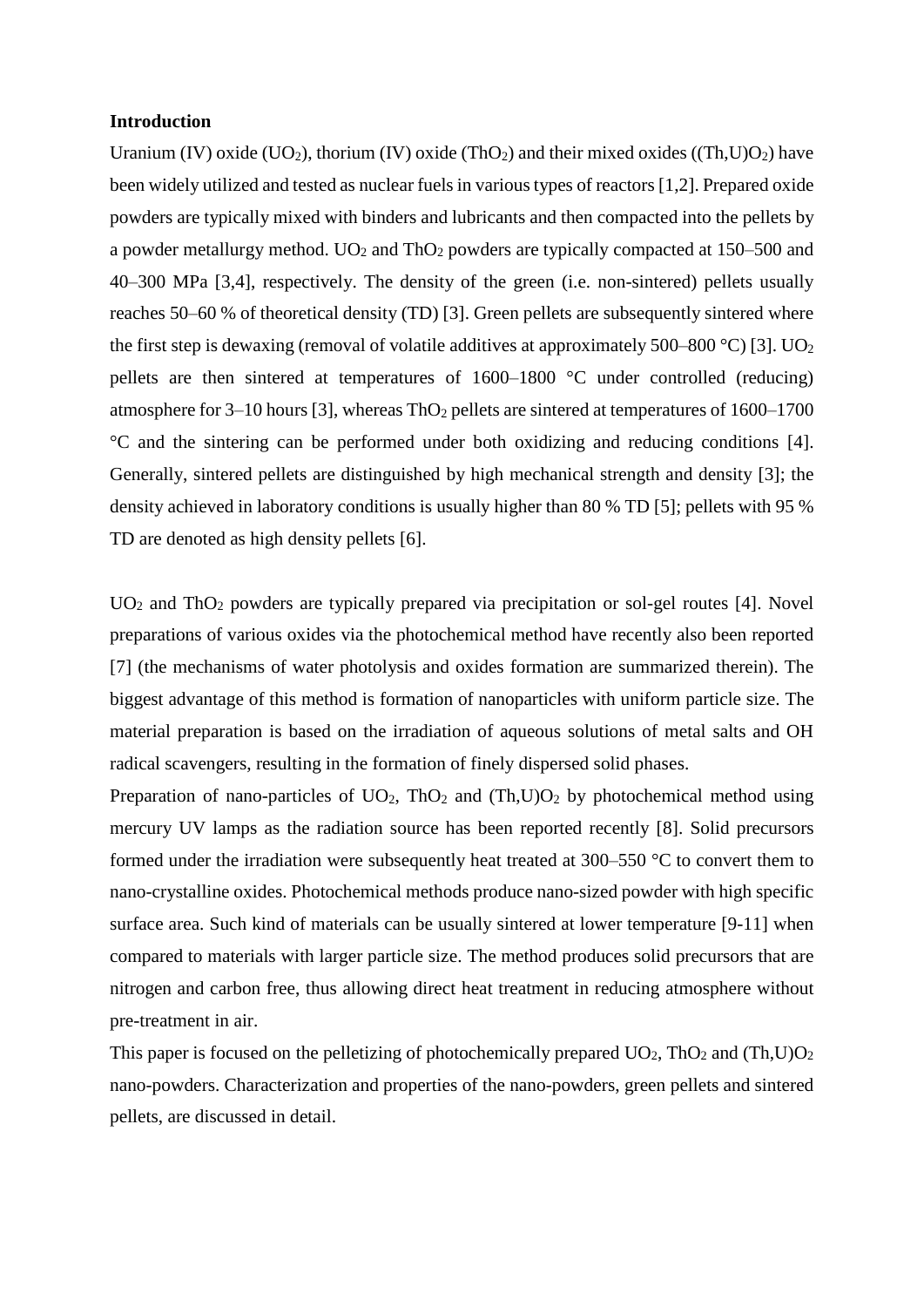**Introduction**

Uranium (IV) oxide ($UO_2$), thorium (IV) oxide ($ThO_2$) and their mixed oxides ($(Th,U)O_2$) have been widely utilized and tested as nuclear fuels in various types of reactors [1,2]. Prepared oxide powders are typically mixed with binders and lubricants and then compacted into the pellets by a powder metallurgy method. $UO_2$ and $ThO_2$ powders are typically compacted at 150–500 and 40–300 MPa [3,4], respectively. The density of the green (i.e. non-sintered) pellets usually reaches 50–60 % of theoretical density (TD) [3]. Green pellets are subsequently sintered where the first step is dewaxing (removal of volatile additives at approximately 500–800 °C) [3]. $UO_2$ pellets are then sintered at temperatures of 1600–1800 °C under controlled (reducing) atmosphere for 3–10 hours [3], whereas $ThO_2$ pellets are sintered at temperatures of 1600–1700 °C and the sintering can be performed under both oxidizing and reducing conditions [4]. Generally, sintered pellets are distinguished by high mechanical strength and density [3]; the density achieved in laboratory conditions is usually higher than 80 % TD [5]; pellets with 95 % TD are denoted as high density pellets [6].

$UO_2$ and $ThO_2$ powders are typically prepared via precipitation or sol-gel routes [4]. Novel preparations of various oxides via the photochemical method have recently also been reported [7] (the mechanisms of water photolysis and oxides formation are summarized therein). The biggest advantage of this method is formation of nanoparticles with uniform particle size. The material preparation is based on the irradiation of aqueous solutions of metal salts and OH radical scavengers, resulting in the formation of finely dispersed solid phases.

Preparation of nano-particles of $UO_2$, $ThO_2$ and $(Th,U)O_2$ by photochemical method using mercury UV lamps as the radiation source has been reported recently [8]. Solid precursors formed under the irradiation were subsequently heat treated at 300–550 °C to convert them to nano-crystalline oxides. Photochemical methods produce nano-sized powder with high specific surface area. Such kind of materials can be usually sintered at lower temperature [9-11] when compared to materials with larger particle size. The method produces solid precursors that are nitrogen and carbon free, thus allowing direct heat treatment in reducing atmosphere without pre-treatment in air.

This paper is focused on the pelletizing of photochemically prepared $UO_2$, $ThO_2$ and $(Th,U)O_2$ nano-powders. Characterization and properties of the nano-powders, green pellets and sintered pellets, are discussed in detail.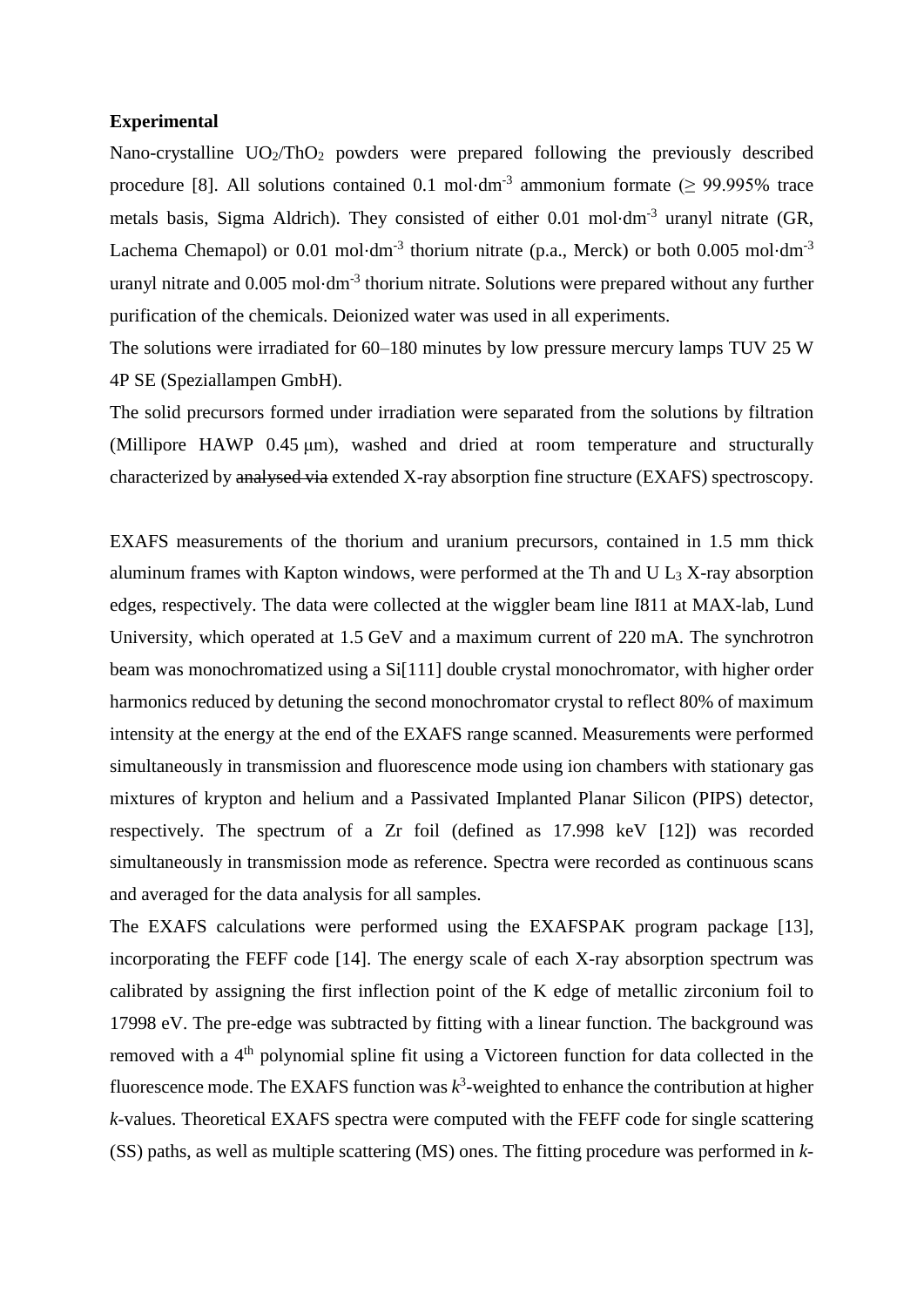**Experimental**

Nano-crystalline $UO_2$/$ThO_2$ powders were prepared following the previously described procedure [8]. All solutions contained 0.1 mol·dm$^{-3}$ ammonium formate (≥ 99.995% trace metals basis, Sigma Aldrich). They consisted of either 0.01 mol·dm$^{-3}$ uranyl nitrate (GR, Lachema Chemapol) or 0.01 mol·dm$^{-3}$ thorium nitrate (p.a., Merck) or both 0.005 mol·dm$^{-3}$ uranyl nitrate and 0.005 mol·dm$^{-3}$ thorium nitrate. Solutions were prepared without any further purification of the chemicals. Deionized water was used in all experiments.

The solutions were irradiated for 60–180 minutes by low pressure mercury lamps TUV 25 W 4P SE (Speziallampen GmbH).

The solid precursors formed under irradiation were separated from the solutions by filtration (Millipore HAWP 0.45 μm), washed and dried at room temperature and structurally characterized by ~~analysed via~~ extended X-ray absorption fine structure (EXAFS) spectroscopy.

EXAFS measurements of the thorium and uranium precursors, contained in 1.5 mm thick aluminum frames with Kapton windows, were performed at the Th and U $L_3$ X-ray absorption edges, respectively. The data were collected at the wiggler beam line I811 at MAX-lab, Lund University, which operated at 1.5 GeV and a maximum current of 220 mA. The synchrotron beam was monochromatized using a Si[111] double crystal monochromator, with higher order harmonics reduced by detuning the second monochromator crystal to reflect 80% of maximum intensity at the energy at the end of the EXAFS range scanned. Measurements were performed simultaneously in transmission and fluorescence mode using ion chambers with stationary gas mixtures of krypton and helium and a Passivated Implanted Planar Silicon (PIPS) detector, respectively. The spectrum of a Zr foil (defined as 17.998 keV [12]) was recorded simultaneously in transmission mode as reference. Spectra were recorded as continuous scans and averaged for the data analysis for all samples.

The EXAFS calculations were performed using the EXAFSPAK program package [13], incorporating the FEFF code [14]. The energy scale of each X-ray absorption spectrum was calibrated by assigning the first inflection point of the K edge of metallic zirconium foil to 17998 eV. The pre-edge was subtracted by fitting with a linear function. The background was removed with a 4$^{th}$ polynomial spline fit using a Victoreen function for data collected in the fluorescence mode. The EXAFS function was $k^3$-weighted to enhance the contribution at higher $k$-values. Theoretical EXAFS spectra were computed with the FEFF code for single scattering (SS) paths, as well as multiple scattering (MS) ones. The fitting procedure was performed in $k$-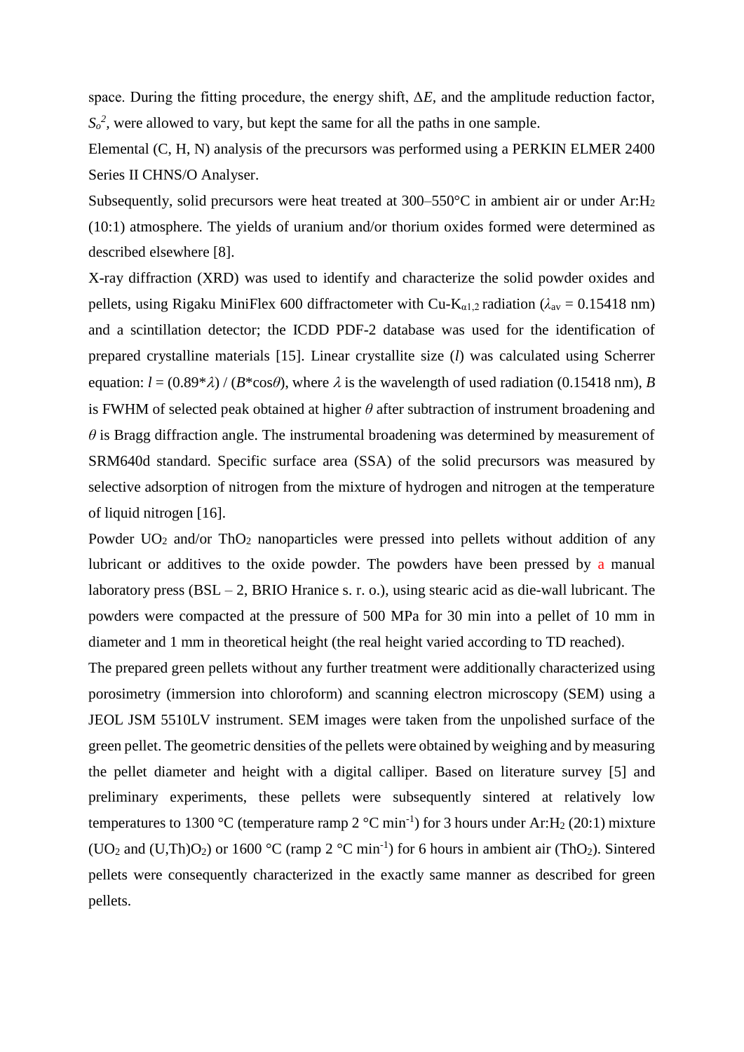space. During the fitting procedure, the energy shift, $\Delta E$, and the amplitude reduction factor, $S_o^2$, were allowed to vary, but kept the same for all the paths in one sample.

Elemental (C, H, N) analysis of the precursors was performed using a PERKIN ELMER 2400 Series II CHNS/O Analyser.

Subsequently, solid precursors were heat treated at 300–550°C in ambient air or under $Ar:H_2$ (10:1) atmosphere. The yields of uranium and/or thorium oxides formed were determined as described elsewhere [8].

X-ray diffraction (XRD) was used to identify and characterize the solid powder oxides and pellets, using Rigaku MiniFlex 600 diffractometer with Cu-$K_{\alpha 1,2}$ radiation ($\lambda_{av}$ = 0.15418 nm) and a scintillation detector; the ICDD PDF-2 database was used for the identification of prepared crystalline materials [15]. Linear crystallite size ($l$) was calculated using Scherrer equation: $l = (0.89*\lambda) / (B*\cos\theta)$, where $\lambda$ is the wavelength of used radiation (0.15418 nm), $B$ is FWHM of selected peak obtained at higher $\theta$ after subtraction of instrument broadening and $\theta$ is Bragg diffraction angle. The instrumental broadening was determined by measurement of SRM640d standard. Specific surface area (SSA) of the solid precursors was measured by selective adsorption of nitrogen from the mixture of hydrogen and nitrogen at the temperature of liquid nitrogen [16].

Powder $UO_2$ and/or $ThO_2$ nanoparticles were pressed into pellets without addition of any lubricant or additives to the oxide powder. The powders have been pressed by a manual laboratory press (BSL – 2, BRIO Hranice s. r. o.), using stearic acid as die-wall lubricant. The powders were compacted at the pressure of 500 MPa for 30 min into a pellet of 10 mm in diameter and 1 mm in theoretical height (the real height varied according to TD reached).

The prepared green pellets without any further treatment were additionally characterized using porosimetry (immersion into chloroform) and scanning electron microscopy (SEM) using a JEOL JSM 5510LV instrument. SEM images were taken from the unpolished surface of the green pellet. The geometric densities of the pellets were obtained by weighing and by measuring the pellet diameter and height with a digital calliper. Based on literature survey [5] and preliminary experiments, these pellets were subsequently sintered at relatively low temperatures to 1300 °C (temperature ramp 2 °C min$^{-1}$) for 3 hours under $Ar:H_2$ (20:1) mixture ($UO_2$ and $(U,Th)O_2$) or 1600 °C (ramp 2 °C min$^{-1}$) for 6 hours in ambient air ($ThO_2$). Sintered pellets were consequently characterized in the exactly same manner as described for green pellets.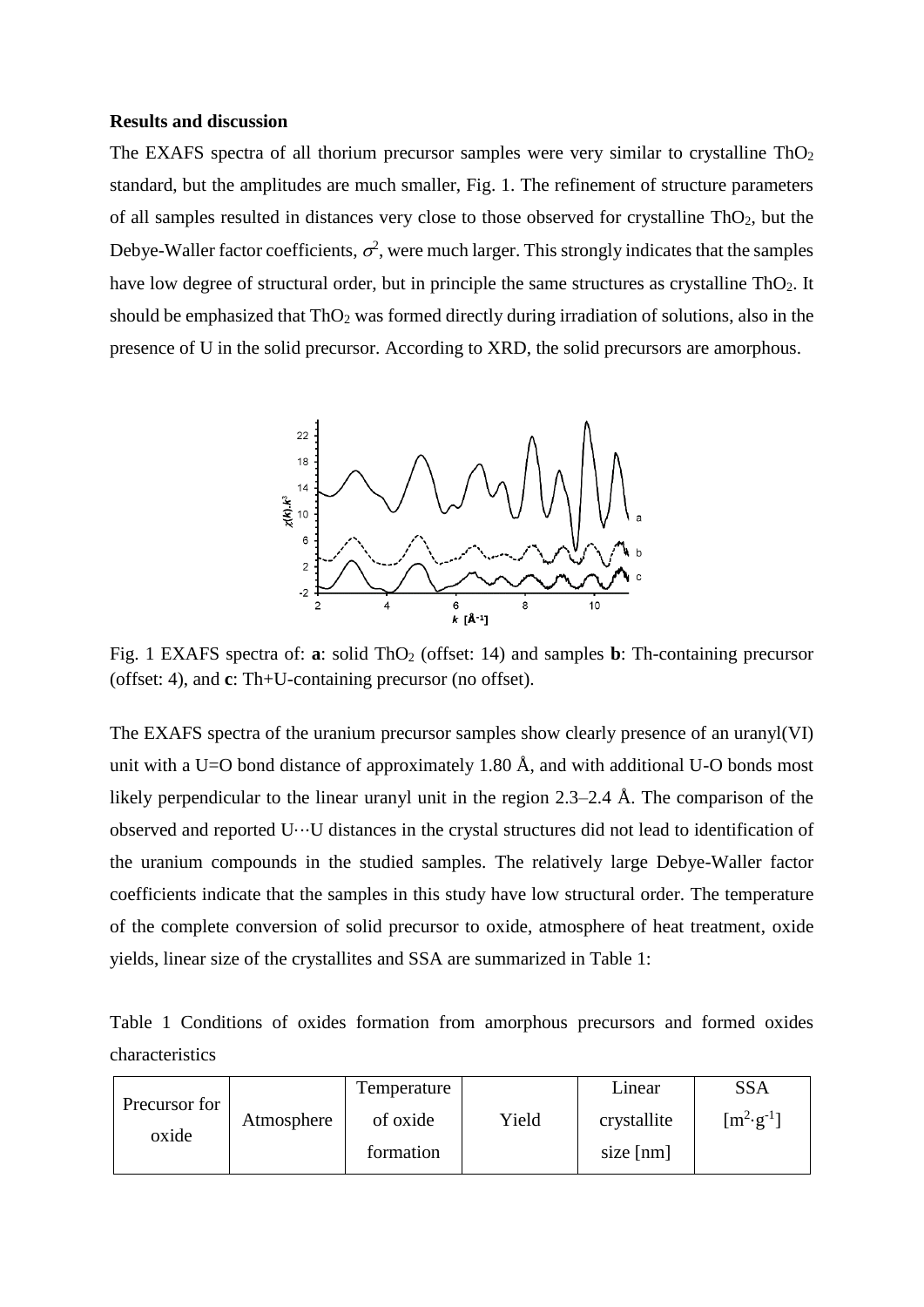**Results and discussion**

The EXAFS spectra of all thorium precursor samples were very similar to crystalline $ThO_2$ standard, but the amplitudes are much smaller, Fig. 1. The refinement of structure parameters of all samples resulted in distances very close to those observed for crystalline $ThO_2$, but the Debye-Waller factor coefficients, $\sigma^2$, were much larger. This strongly indicates that the samples have low degree of structural order, but in principle the same structures as crystalline $ThO_2$. It should be emphasized that $ThO_2$ was formed directly during irradiation of solutions, also in the presence of U in the solid precursor. According to XRD, the solid precursors are amorphous.

Fig. 1 EXAFS spectra of: **a**: solid $ThO_2$ (offset: 14) and samples **b**: Th-containing precursor (offset: 4), and **c**: Th+U-containing precursor (no offset).

The EXAFS spectra of the uranium precursor samples show clearly presence of an uranyl(VI) unit with a U=O bond distance of approximately 1.80 Å, and with additional U-O bonds most likely perpendicular to the linear uranyl unit in the region 2.3–2.4 Å. The comparison of the observed and reported U···U distances in the crystal structures did not lead to identification of the uranium compounds in the studied samples. The relatively large Debye-Waller factor coefficients indicate that the samples in this study have low structural order. The temperature of the complete conversion of solid precursor to oxide, atmosphere of heat treatment, oxide yields, linear size of the crystallites and SSA are summarized in Table 1:

Table 1 Conditions of oxides formation from amorphous precursors and formed oxides characteristics

| Precursor for oxide | Atmosphere | Temperature of oxide formation | Yield | Linear crystallite size [nm] | SSA [$m^2 \cdot g^{-1}$] |
|---|---|---|---|---|---|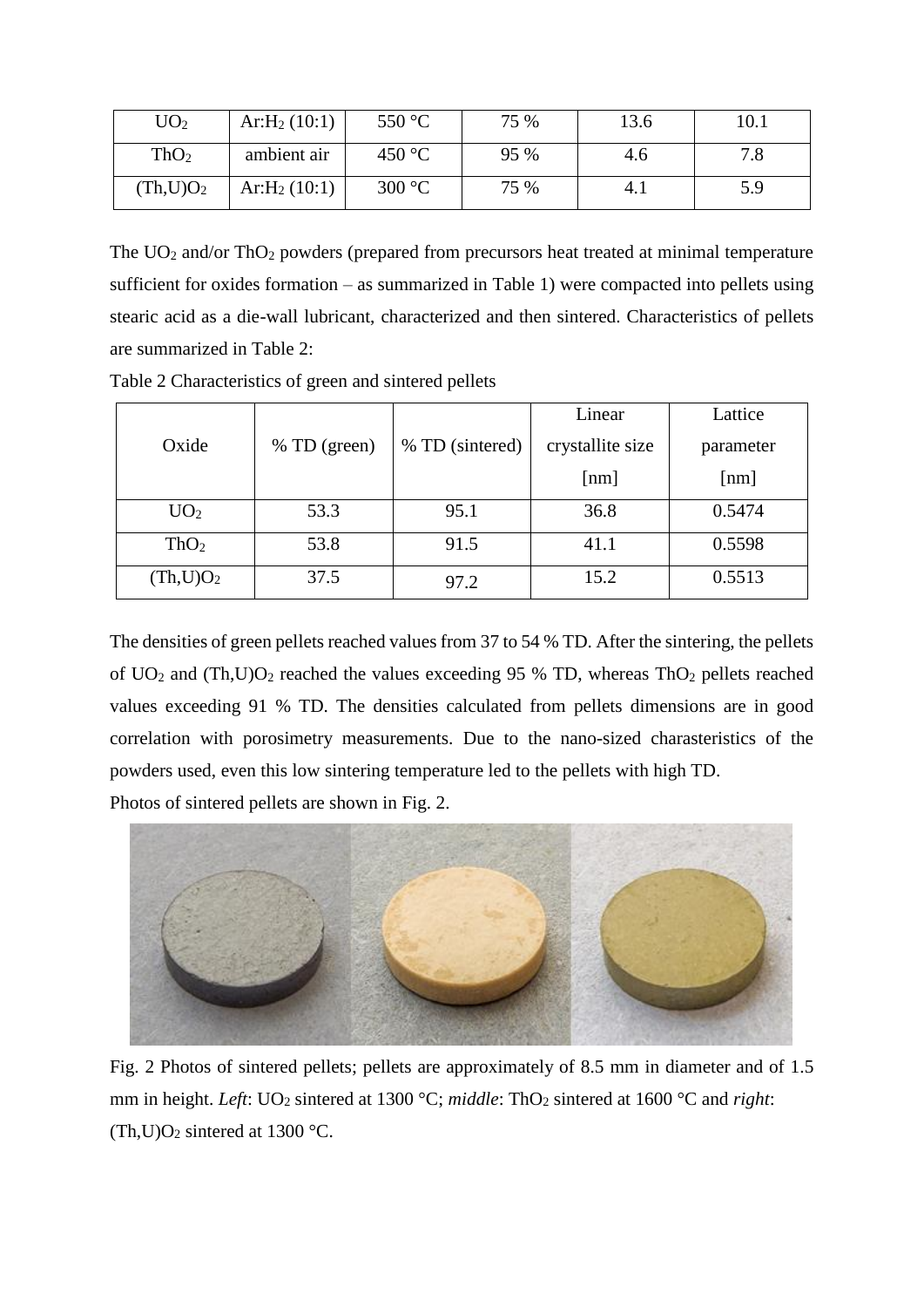| $UO_2$ | Ar:$H_2$ (10:1) | 550 °C | 75 % | 13.6 | 10.1 |
| --- | --- | --- | --- | --- | --- |
| $ThO_2$ | ambient air | 450 °C | 95 % | 4.6 | 7.8 |
| $(Th,U)O_2$ | Ar:$H_2$ (10:1) | 300 °C | 75 % | 4.1 | 5.9 |

The $UO_2$ and/or $ThO_2$ powders (prepared from precursors heat treated at minimal temperature sufficient for oxides formation – as summarized in Table 1) were compacted into pellets using stearic acid as a die-wall lubricant, characterized and then sintered. Characteristics of pellets are summarized in Table 2:

Table 2 Characteristics of green and sintered pellets

| Oxide | % TD (green) | % TD (sintered) | Linear crystallite size [nm] | Lattice parameter [nm] |
| --- | --- | --- | --- | --- |
| $UO_2$ | 53.3 | 95.1 | 36.8 | 0.5474 |
| $ThO_2$ | 53.8 | 91.5 | 41.1 | 0.5598 |
| $(Th,U)O_2$ | 37.5 | 97.2 | 15.2 | 0.5513 |

The densities of green pellets reached values from 37 to 54 % TD. After the sintering, the pellets of $UO_2$ and $(Th,U)O_2$ reached the values exceeding 95 % TD, whereas $ThO_2$ pellets reached values exceeding 91 % TD. The densities calculated from pellets dimensions are in good correlation with porosimetry measurements. Due to the nano-sized charasteristics of the powders used, even this low sintering temperature led to the pellets with high TD.

Photos of sintered pellets are shown in Fig. 2.

Fig. 2 Photos of sintered pellets; pellets are approximately of 8.5 mm in diameter and of 1.5 mm in height. *Left*: $UO_2$ sintered at 1300 °C; *middle*: $ThO_2$ sintered at 1600 °C and *right*: $(Th,U)O_2$ sintered at 1300 °C.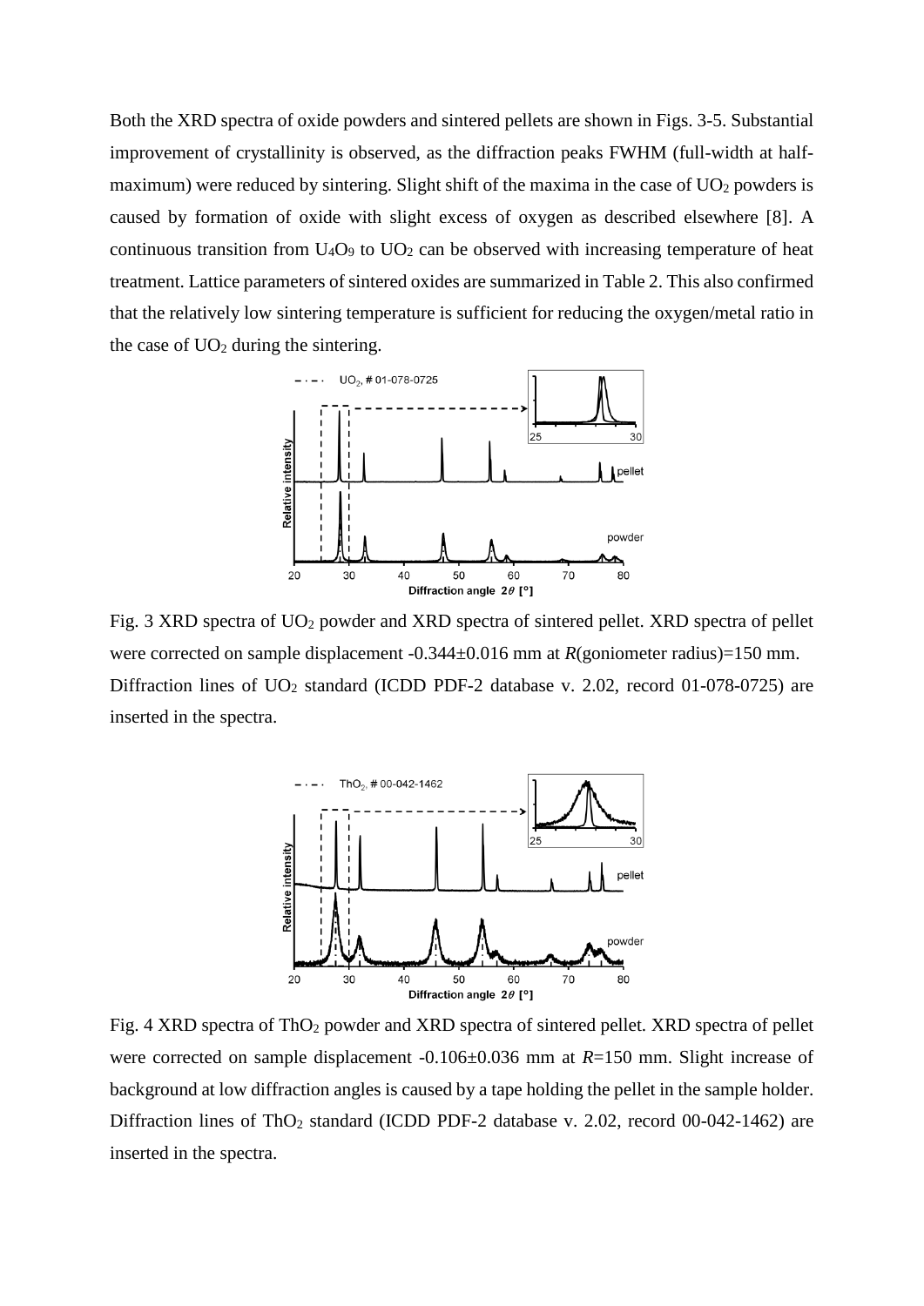Both the XRD spectra of oxide powders and sintered pellets are shown in Figs. 3-5. Substantial improvement of crystallinity is observed, as the diffraction peaks FWHM (full-width at half-maximum) were reduced by sintering. Slight shift of the maxima in the case of $UO_2$ powders is caused by formation of oxide with slight excess of oxygen as described elsewhere [8]. A continuous transition from $U_4O_9$ to $UO_2$ can be observed with increasing temperature of heat treatment. Lattice parameters of sintered oxides are summarized in Table 2. This also confirmed that the relatively low sintering temperature is sufficient for reducing the oxygen/metal ratio in the case of $UO_2$ during the sintering.

Fig. 3 XRD spectra of $UO_2$ powder and XRD spectra of sintered pellet. XRD spectra of pellet were corrected on sample displacement -0.344±0.016 mm at $R$(goniometer radius)=150 mm. Diffraction lines of $UO_2$ standard (ICDD PDF-2 database v. 2.02, record 01-078-0725) are inserted in the spectra.

Fig. 4 XRD spectra of $ThO_2$ powder and XRD spectra of sintered pellet. XRD spectra of pellet were corrected on sample displacement -0.106±0.036 mm at $R$=150 mm. Slight increase of background at low diffraction angles is caused by a tape holding the pellet in the sample holder. Diffraction lines of $ThO_2$ standard (ICDD PDF-2 database v. 2.02, record 00-042-1462) are inserted in the spectra.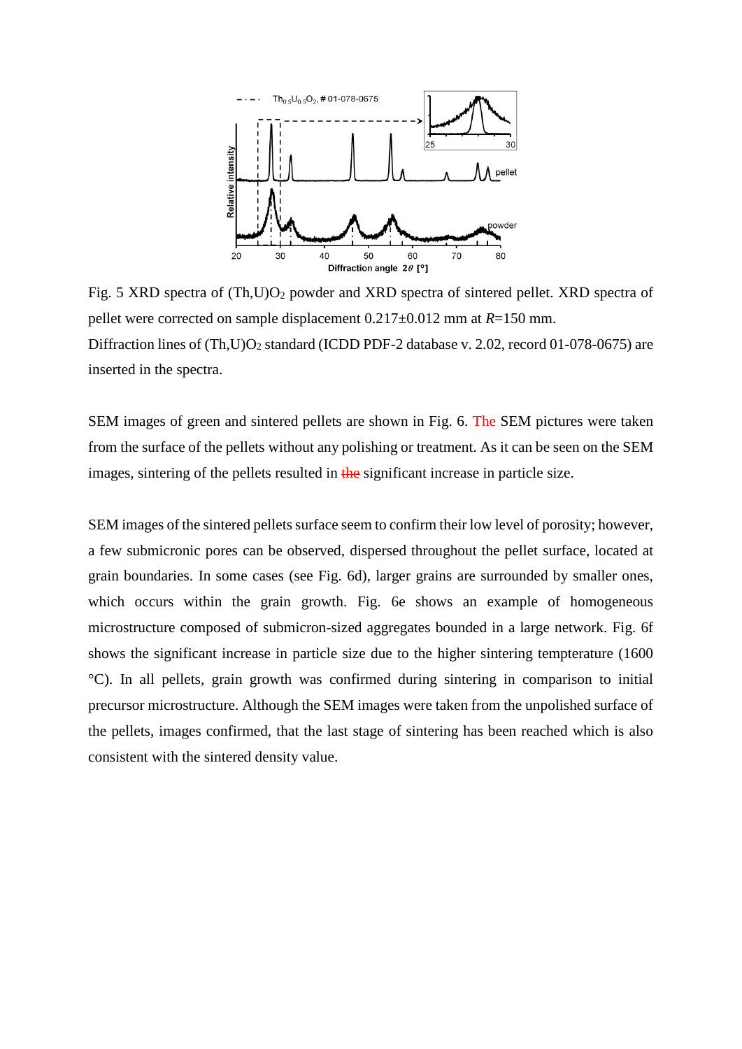Fig. 5 XRD spectra of $(Th,U)O_2$ powder and XRD spectra of sintered pellet. XRD spectra of pellet were corrected on sample displacement 0.217±0.012 mm at $R$=150 mm.
Diffraction lines of $(Th,U)O_2$ standard (ICDD PDF-2 database v. 2.02, record 01-078-0675) are inserted in the spectra.

SEM images of green and sintered pellets are shown in Fig. 6. The SEM pictures were taken from the surface of the pellets without any polishing or treatment. As it can be seen on the SEM images, sintering of the pellets resulted in ~~the~~ significant increase in particle size.

SEM images of the sintered pellets surface seem to confirm their low level of porosity; however, a few submicronic pores can be observed, dispersed throughout the pellet surface, located at grain boundaries. In some cases (see Fig. 6d), larger grains are surrounded by smaller ones, which occurs within the grain growth. Fig. 6e shows an example of homogeneous microstructure composed of submicron-sized aggregates bounded in a large network. Fig. 6f shows the significant increase in particle size due to the higher sintering tempterature (1600 °C). In all pellets, grain growth was confirmed during sintering in comparison to initial precursor microstructure. Although the SEM images were taken from the unpolished surface of the pellets, images confirmed, that the last stage of sintering has been reached which is also consistent with the sintered density value.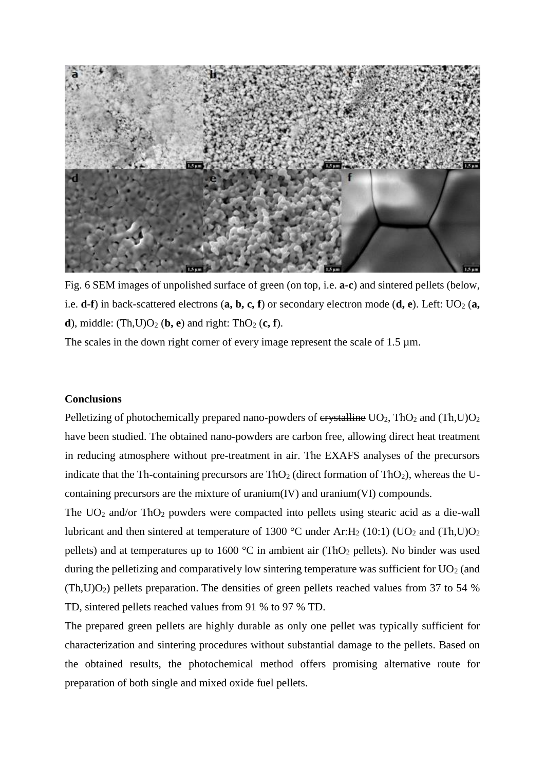Fig. 6 SEM images of unpolished surface of green (on top, i.e. **a-c**) and sintered pellets (below, i.e. **d-f**) in back-scattered electrons (**a, b, c, f**) or secondary electron mode (**d, e**). Left: $UO_2$ (**a, d**), middle: $(Th,U)O_2$ (**b, e**) and right: $ThO_2$ (**c, f**).

The scales in the down right corner of every image represent the scale of 1.5 µm.

**Conclusions**

Pelletizing of photochemically prepared nano-powders of ~~crystalline~~ $UO_2$, $ThO_2$ and $(Th,U)O_2$ have been studied. The obtained nano-powders are carbon free, allowing direct heat treatment in reducing atmosphere without pre-treatment in air. The EXAFS analyses of the precursors indicate that the Th-containing precursors are $ThO_2$ (direct formation of $ThO_2$), whereas the U-containing precursors are the mixture of uranium(IV) and uranium(VI) compounds.

The $UO_2$ and/or $ThO_2$ powders were compacted into pellets using stearic acid as a die-wall lubricant and then sintered at temperature of 1300 °C under Ar:$H_2$ (10:1) ($UO_2$ and $(Th,U)O_2$ pellets) and at temperatures up to 1600 °C in ambient air ($ThO_2$ pellets). No binder was used during the pelletizing and comparatively low sintering temperature was sufficient for $UO_2$ (and $(Th,U)O_2$) pellets preparation. The densities of green pellets reached values from 37 to 54 % TD, sintered pellets reached values from 91 % to 97 % TD.

The prepared green pellets are highly durable as only one pellet was typically sufficient for characterization and sintering procedures without substantial damage to the pellets. Based on the obtained results, the photochemical method offers promising alternative route for preparation of both single and mixed oxide fuel pellets.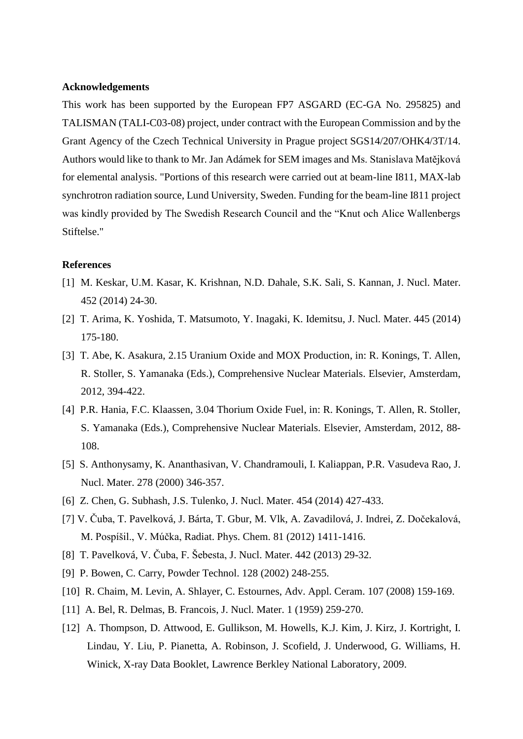**Acknowledgements**

This work has been supported by the European FP7 ASGARD (EC-GA No. 295825) and TALISMAN (TALI-C03-08) project, under contract with the European Commission and by the Grant Agency of the Czech Technical University in Prague project SGS14/207/OHK4/3T/14. Authors would like to thank to Mr. Jan Adámek for SEM images and Ms. Stanislava Matějková for elemental analysis. "Portions of this research were carried out at beam-line I811, MAX-lab synchrotron radiation source, Lund University, Sweden. Funding for the beam-line I811 project was kindly provided by The Swedish Research Council and the "Knut och Alice Wallenbergs Stiftelse."

**References**

[1] M. Keskar, U.M. Kasar, K. Krishnan, N.D. Dahale, S.K. Sali, S. Kannan, J. Nucl. Mater. 452 (2014) 24-30.

[2] T. Arima, K. Yoshida, T. Matsumoto, Y. Inagaki, K. Idemitsu, J. Nucl. Mater. 445 (2014) 175-180.

[3] T. Abe, K. Asakura, 2.15 Uranium Oxide and MOX Production, in: R. Konings, T. Allen, R. Stoller, S. Yamanaka (Eds.), Comprehensive Nuclear Materials. Elsevier, Amsterdam, 2012, 394-422.

[4] P.R. Hania, F.C. Klaassen, 3.04 Thorium Oxide Fuel, in: R. Konings, T. Allen, R. Stoller, S. Yamanaka (Eds.), Comprehensive Nuclear Materials. Elsevier, Amsterdam, 2012, 88-108.

[5] S. Anthonysamy, K. Ananthasivan, V. Chandramouli, I. Kaliappan, P.R. Vasudeva Rao, J. Nucl. Mater. 278 (2000) 346-357.

[6] Z. Chen, G. Subhash, J.S. Tulenko, J. Nucl. Mater. 454 (2014) 427-433.

[7] V. Čuba, T. Pavelková, J. Bárta, T. Gbur, M. Vlk, A. Zavadilová, J. Indrei, Z. Dočekalová, M. Pospíšil., V. Múčka, Radiat. Phys. Chem. 81 (2012) 1411-1416.

[8] T. Pavelková, V. Čuba, F. Šebesta, J. Nucl. Mater. 442 (2013) 29-32.

[9] P. Bowen, C. Carry, Powder Technol. 128 (2002) 248-255.

[10] R. Chaim, M. Levin, A. Shlayer, C. Estournes, Adv. Appl. Ceram. 107 (2008) 159-169.

[11] A. Bel, R. Delmas, B. Francois, J. Nucl. Mater. 1 (1959) 259-270.

[12] A. Thompson, D. Attwood, E. Gullikson, M. Howells, K.J. Kim, J. Kirz, J. Kortright, I. Lindau, Y. Liu, P. Pianetta, A. Robinson, J. Scofield, J. Underwood, G. Williams, H. Winick, X-ray Data Booklet, Lawrence Berkley National Laboratory, 2009.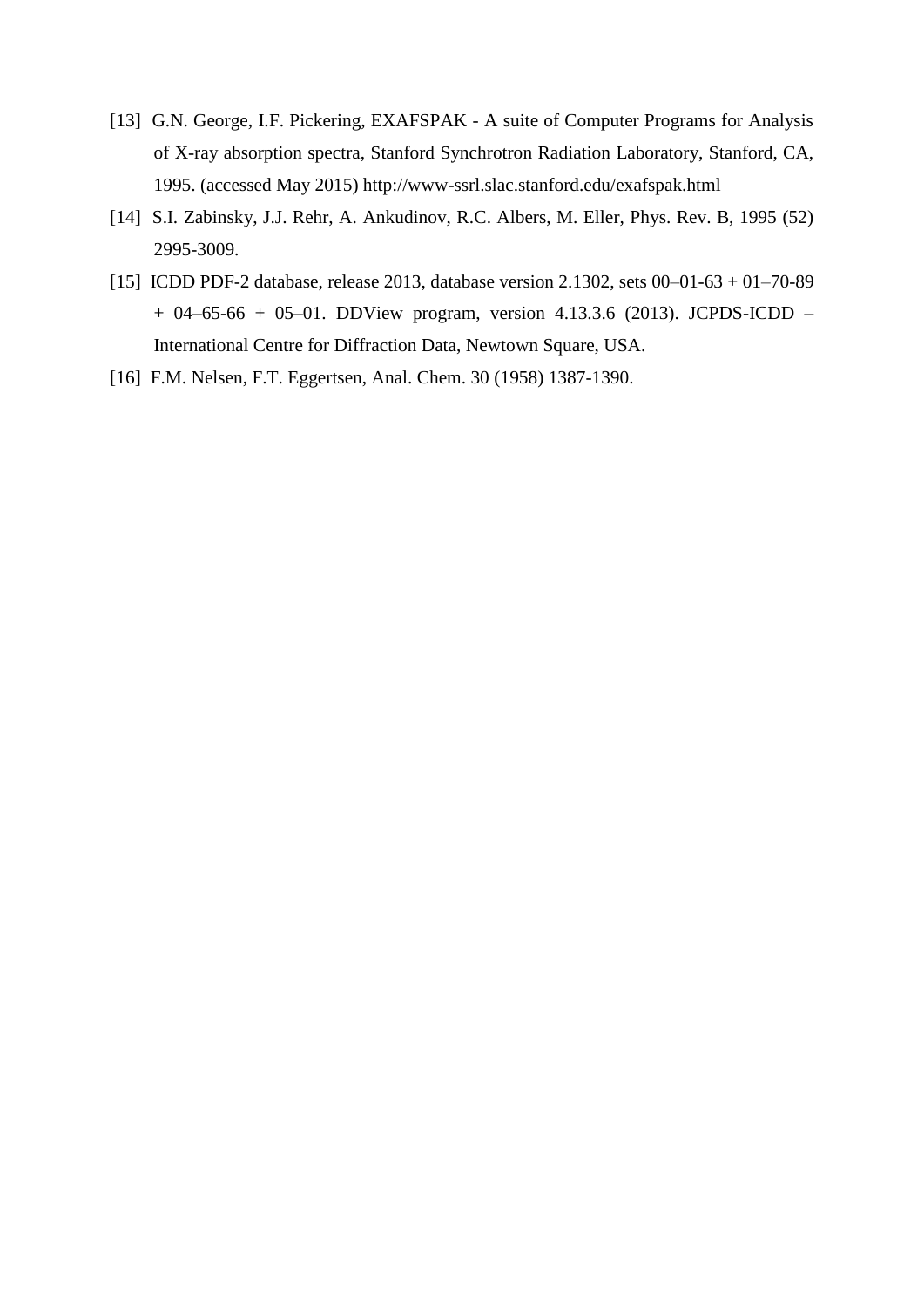[13] G.N. George, I.F. Pickering, EXAFSPAK - A suite of Computer Programs for Analysis of X-ray absorption spectra, Stanford Synchrotron Radiation Laboratory, Stanford, CA, 1995. (accessed May 2015) http://www-ssrl.slac.stanford.edu/exafspak.html

[14] S.I. Zabinsky, J.J. Rehr, A. Ankudinov, R.C. Albers, M. Eller, Phys. Rev. B, 1995 (52) 2995-3009.

[15] ICDD PDF-2 database, release 2013, database version 2.1302, sets 00–01-63 + 01–70-89 + 04–65-66 + 05–01. DDView program, version 4.13.3.6 (2013). JCPDS-ICDD – International Centre for Diffraction Data, Newtown Square, USA.

[16] F.M. Nelsen, F.T. Eggertsen, Anal. Chem. 30 (1958) 1387-1390.